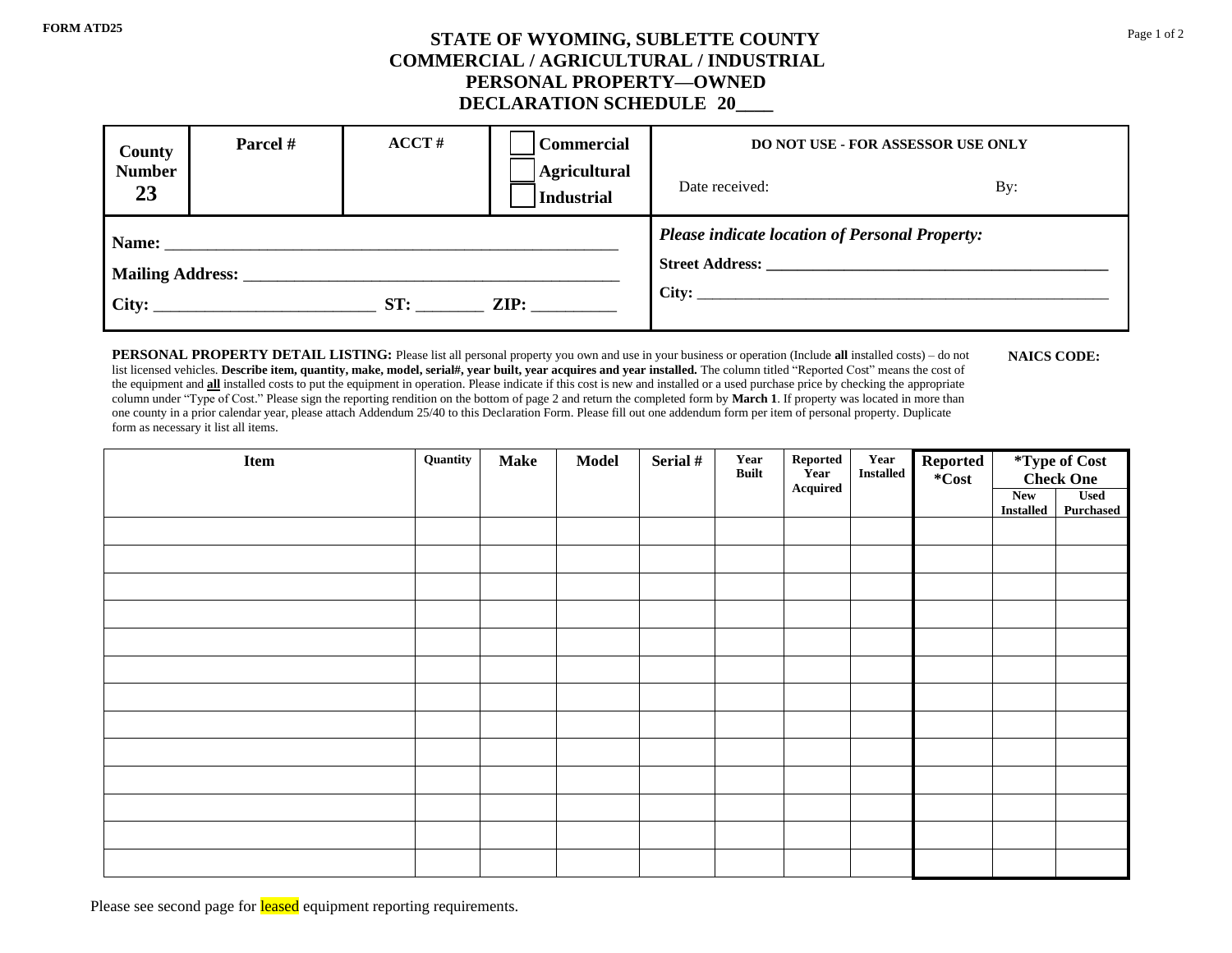FORM ATD25

# STATE OF WYOMING, SUBLETTE COUNTY
# COMMERCIAL / AGRICULTURAL / INDUSTRIAL
# PERSONAL PROPERTY—OWNED
# DECLARATION SCHEDULE 20____

| County Number 23 | Parcel # | ACCT # | ☐ Commercial ☐ Agricultural ☐ Industrial | DO NOT USE - FOR ASSESSOR USE ONLY<br>Date received: By: |
|---|---|---|---|---|

**Name:** ______________________________________________________

**Mailing Address:** _____________________________________________

**City:** __________________________ **ST:** ________ **ZIP:** __________

***Please indicate location of Personal Property:***

**Street Address:** __________________________________________

**City:** _____________________________________________________

**PERSONAL PROPERTY DETAIL LISTING:** Please list all personal property you own and use in your business or operation (Include **all** installed costs) – do not list licensed vehicles. **Describe item, quantity, make, model, serial#, year built, year acquires and year installed.** The column titled "Reported Cost" means the cost of the equipment and **all** installed costs to put the equipment in operation. Please indicate if this cost is new and installed or a used purchase price by checking the appropriate column under "Type of Cost." Please sign the reporting rendition on the bottom of page 2 and return the completed form by **March 1**. If property was located in more than one county in a prior calendar year, please attach Addendum 25/40 to this Declaration Form. Please fill out one addendum form per item of personal property. Duplicate form as necessary it list all items.

**NAICS CODE:**

| Item | Quantity | Make | Model | Serial # | Year Built | Reported Year Acquired | Year Installed | Reported *Cost | *Type of Cost Check One | |
|---|---|---|---|---|---|---|---|---|---|---|
| | | | | | | | | | New Installed | Used Purchased |
| | | | | | | | | | | |
| | | | | | | | | | | |
| | | | | | | | | | | |
| | | | | | | | | | | |
| | | | | | | | | | | |
| | | | | | | | | | | |
| | | | | | | | | | | |
| | | | | | | | | | | |
| | | | | | | | | | | |
| | | | | | | | | | | |
| | | | | | | | | | | |
| | | | | | | | | | | |
| | | | | | | | | | | |

Please see second page for leased equipment reporting requirements.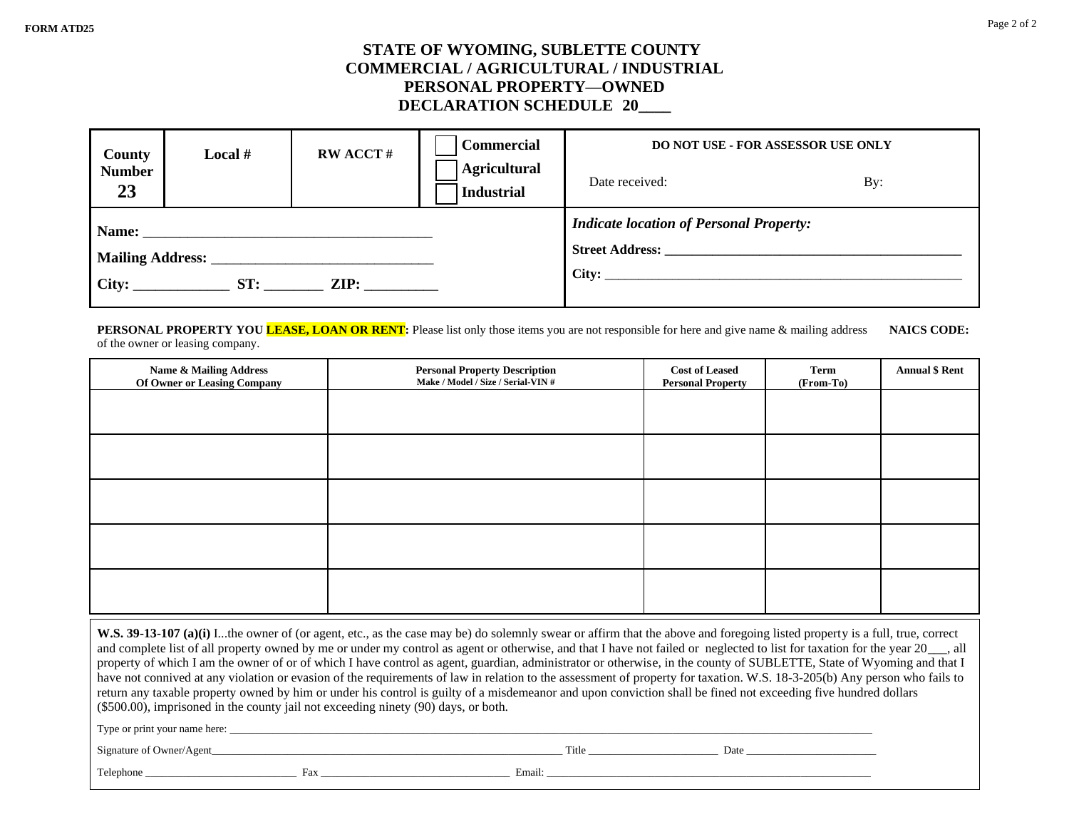FORM ATD25

# STATE OF WYOMING, SUBLETTE COUNTY
# COMMERCIAL / AGRICULTURAL / INDUSTRIAL
# PERSONAL PROPERTY—OWNED
# DECLARATION SCHEDULE 20____

| County Number 23 | Local # | RW ACCT # | ☐ Commercial ☐ Agricultural ☐ Industrial | DO NOT USE - FOR ASSESSOR USE ONLY Date received: By: |
|---|---|---|---|---|

Name: ________________________________________

Mailing Address: ______________________________

City: _____________ ST: ________ ZIP: __________

***Indicate location of Personal Property:***

**Street Address:** __________________________________________

**City:** ______________________________________________________

**PERSONAL PROPERTY YOU LEASE, LOAN OR RENT:** Please list only those items you are not responsible for here and give name & mailing address of the owner or leasing company. **NAICS CODE:**

| Name & Mailing Address Of Owner or Leasing Company | Personal Property Description Make / Model / Size / Serial-VIN # | Cost of Leased Personal Property | Term (From-To) | Annual $ Rent |
|---|---|---|---|---|
| | | | | |
| | | | | |
| | | | | |
| | | | | |
| | | | | |

**W.S. 39-13-107 (a)(i)** I...the owner of (or agent, etc., as the case may be) do solemnly swear or affirm that the above and foregoing listed property is a full, true, correct and complete list of all property owned by me or under my control as agent or otherwise, and that I have not failed or neglected to list for taxation for the year 20___, all property of which I am the owner of or of which I have control as agent, guardian, administrator or otherwise, in the county of SUBLETTE, State of Wyoming and that I have not connived at any violation or evasion of the requirements of law in relation to the assessment of property for taxation. W.S. 18-3-205(b) Any person who fails to return any taxable property owned by him or under his control is guilty of a misdemeanor and upon conviction shall be fined not exceeding five hundred dollars ($500.00), imprisoned in the county jail not exceeding ninety (90) days, or both.

Type or print your name here: ______________________________________________________________________________________

Signature of Owner/Agent_________________________________________________________ Title _______________________ Date ________________________

Telephone ___________________________ Fax _________________________________ Email: ____________________________________________________________